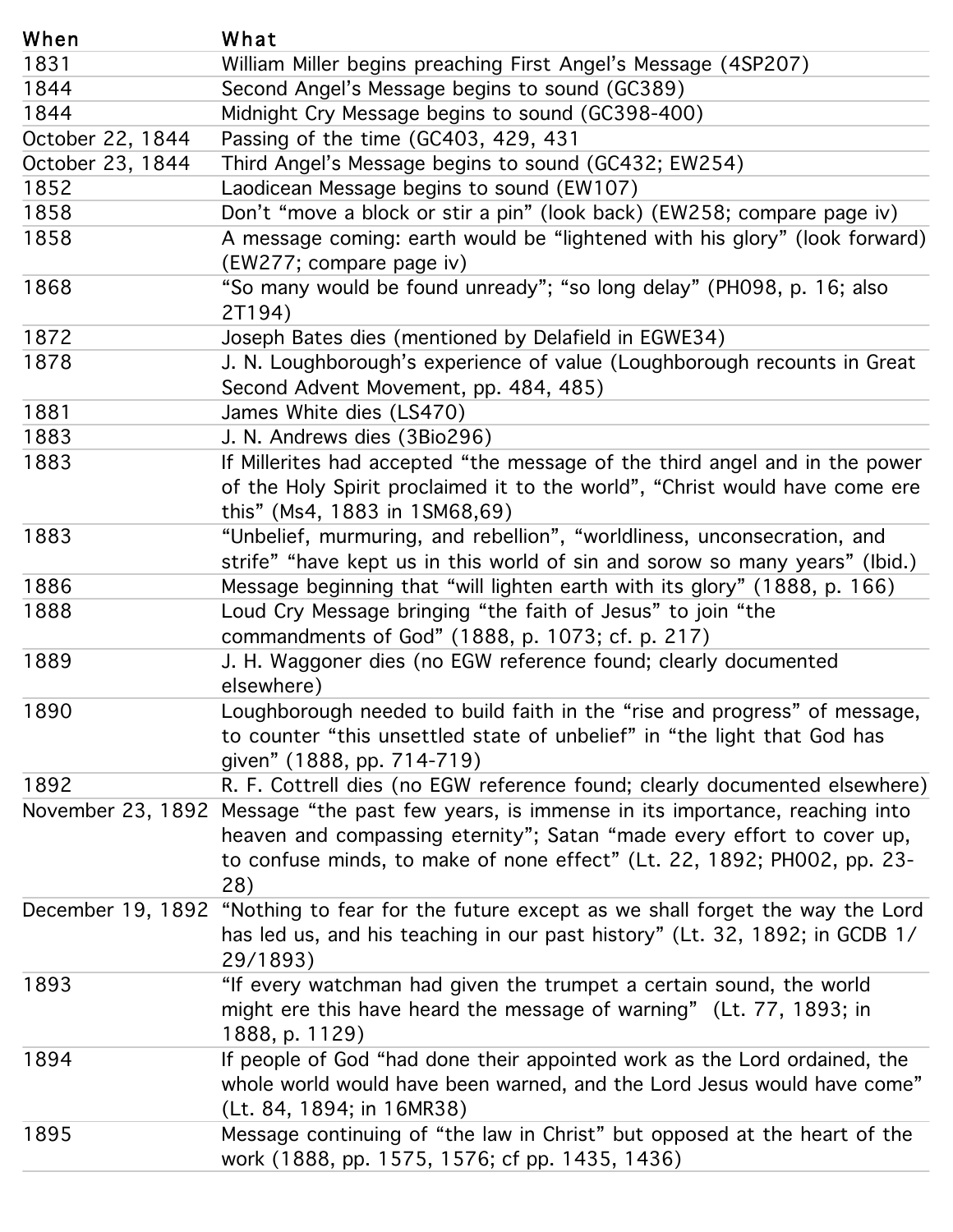| When | What |
| --- | --- |
| 1831 | William Miller begins preaching First Angel's Message (4SP207) |
| 1844 | Second Angel's Message begins to sound (GC389) |
| 1844 | Midnight Cry Message begins to sound (GC398-400) |
| October 22, 1844 | Passing of the time (GC403, 429, 431 |
| October 23, 1844 | Third Angel's Message begins to sound (GC432; EW254) |
| 1852 | Laodicean Message begins to sound (EW107) |
| 1858 | Don't "move a block or stir a pin" (look back) (EW258; compare page iv) |
| 1858 | A message coming: earth would be "lightened with his glory" (look forward) (EW277; compare page iv) |
| 1868 | "So many would be found unready"; "so long delay" (PH098, p. 16; also 2T194) |
| 1872 | Joseph Bates dies (mentioned by Delafield in EGWE34) |
| 1878 | J. N. Loughborough's experience of value (Loughborough recounts in Great Second Advent Movement, pp. 484, 485) |
| 1881 | James White dies (LS470) |
| 1883 | J. N. Andrews dies (3Bio296) |
| 1883 | If Millerites had accepted "the message of the third angel and in the power of the Holy Spirit proclaimed it to the world", "Christ would have come ere this" (Ms4, 1883 in 1SM68,69) |
| 1883 | "Unbelief, murmuring, and rebellion", "worldliness, unconsecration, and strife" "have kept us in this world of sin and sorow so many years" (Ibid.) |
| 1886 | Message beginning that "will lighten earth with its glory" (1888, p. 166) |
| 1888 | Loud Cry Message bringing "the faith of Jesus" to join "the commandments of God" (1888, p. 1073; cf. p. 217) |
| 1889 | J. H. Waggoner dies (no EGW reference found; clearly documented elsewhere) |
| 1890 | Loughborough needed to build faith in the "rise and progress" of message, to counter "this unsettled state of unbelief" in "the light that God has given" (1888, pp. 714-719) |
| 1892 | R. F. Cottrell dies (no EGW reference found; clearly documented elsewhere) |
| November 23, 1892 | Message "the past few years, is immense in its importance, reaching into heaven and compassing eternity"; Satan "made every effort to cover up, to confuse minds, to make of none effect" (Lt. 22, 1892; PH002, pp. 23-28) |
| December 19, 1892 | "Nothing to fear for the future except as we shall forget the way the Lord has led us, and his teaching in our past history" (Lt. 32, 1892; in GCDB 1/29/1893) |
| 1893 | "If every watchman had given the trumpet a certain sound, the world might ere this have heard the message of warning" (Lt. 77, 1893; in 1888, p. 1129) |
| 1894 | If people of God "had done their appointed work as the Lord ordained, the whole world would have been warned, and the Lord Jesus would have come" (Lt. 84, 1894; in 16MR38) |
| 1895 | Message continuing of "the law in Christ" but opposed at the heart of the work (1888, pp. 1575, 1576; cf pp. 1435, 1436) |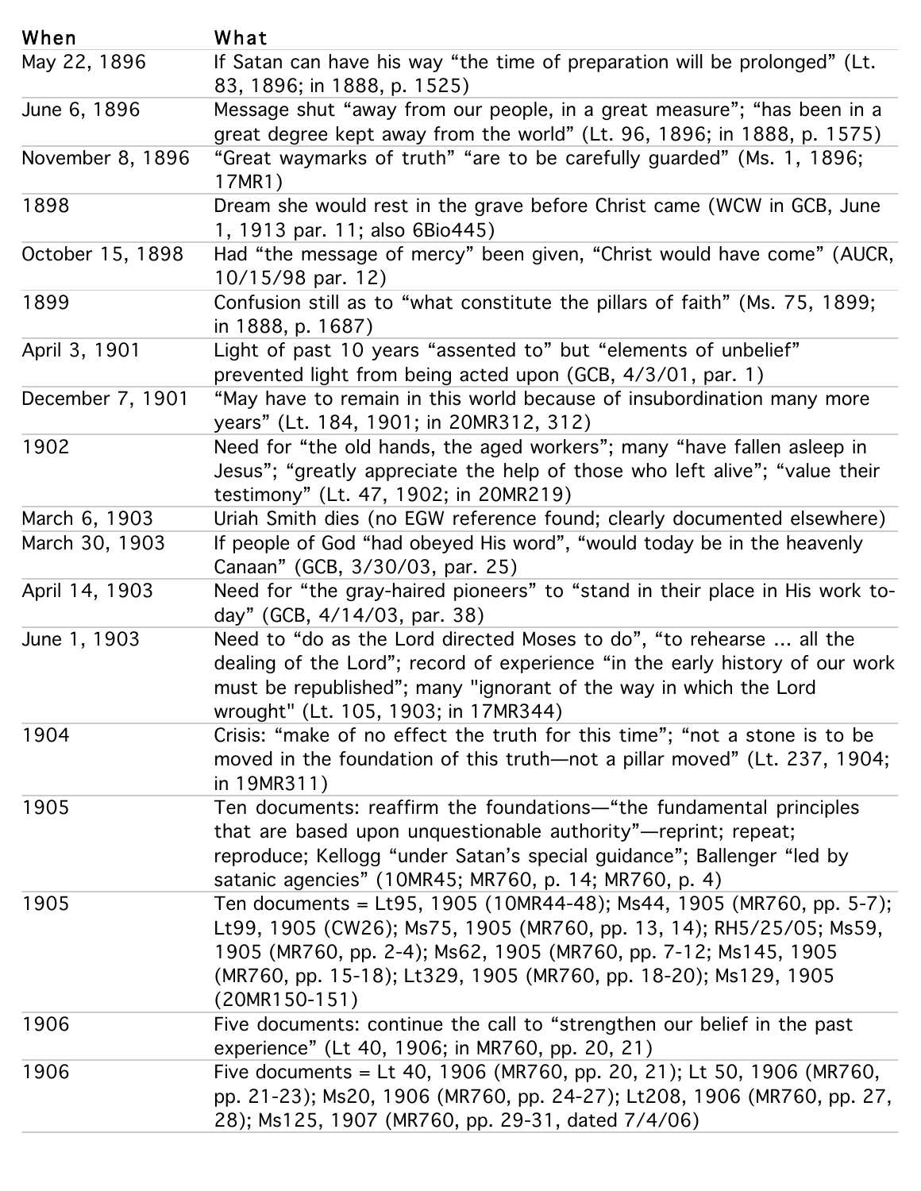| When | What |
|---|---|
| May 22, 1896 | If Satan can have his way "the time of preparation will be prolonged" (Lt. 83, 1896; in 1888, p. 1525) |
| June 6, 1896 | Message shut "away from our people, in a great measure"; "has been in a great degree kept away from the world" (Lt. 96, 1896; in 1888, p. 1575) |
| November 8, 1896 | "Great waymarks of truth" "are to be carefully guarded" (Ms. 1, 1896; 17MR1) |
| 1898 | Dream she would rest in the grave before Christ came (WCW in GCB, June 1, 1913 par. 11; also 6Bio445) |
| October 15, 1898 | Had "the message of mercy" been given, "Christ would have come" (AUCR, 10/15/98 par. 12) |
| 1899 | Confusion still as to "what constitute the pillars of faith" (Ms. 75, 1899; in 1888, p. 1687) |
| April 3, 1901 | Light of past 10 years "assented to" but "elements of unbelief" prevented light from being acted upon (GCB, 4/3/01, par. 1) |
| December 7, 1901 | "May have to remain in this world because of insubordination many more years" (Lt. 184, 1901; in 20MR312, 312) |
| 1902 | Need for "the old hands, the aged workers"; many "have fallen asleep in Jesus"; "greatly appreciate the help of those who left alive"; "value their testimony" (Lt. 47, 1902; in 20MR219) |
| March 6, 1903 | Uriah Smith dies (no EGW reference found; clearly documented elsewhere) |
| March 30, 1903 | If people of God "had obeyed His word", "would today be in the heavenly Canaan" (GCB, 3/30/03, par. 25) |
| April 14, 1903 | Need for "the gray-haired pioneers" to "stand in their place in His work to-day" (GCB, 4/14/03, par. 38) |
| June 1, 1903 | Need to "do as the Lord directed Moses to do", "to rehearse ... all the dealing of the Lord"; record of experience "in the early history of our work must be republished"; many "ignorant of the way in which the Lord wrought" (Lt. 105, 1903; in 17MR344) |
| 1904 | Crisis: "make of no effect the truth for this time"; "not a stone is to be moved in the foundation of this truth—not a pillar moved" (Lt. 237, 1904; in 19MR311) |
| 1905 | Ten documents: reaffirm the foundations—"the fundamental principles that are based upon unquestionable authority"—reprint; repeat; reproduce; Kellogg "under Satan's special guidance"; Ballenger "led by satanic agencies" (10MR45; MR760, p. 14; MR760, p. 4) |
| 1905 | Ten documents = Lt95, 1905 (10MR44-48); Ms44, 1905 (MR760, pp. 5-7); Lt99, 1905 (CW26); Ms75, 1905 (MR760, pp. 13, 14); RH5/25/05; Ms59, 1905 (MR760, pp. 2-4); Ms62, 1905 (MR760, pp. 7-12; Ms145, 1905 (MR760, pp. 15-18); Lt329, 1905 (MR760, pp. 18-20); Ms129, 1905 (20MR150-151) |
| 1906 | Five documents: continue the call to "strengthen our belief in the past experience" (Lt 40, 1906; in MR760, pp. 20, 21) |
| 1906 | Five documents = Lt 40, 1906 (MR760, pp. 20, 21); Lt 50, 1906 (MR760, pp. 21-23); Ms20, 1906 (MR760, pp. 24-27); Lt208, 1906 (MR760, pp. 27, 28); Ms125, 1907 (MR760, pp. 29-31, dated 7/4/06) |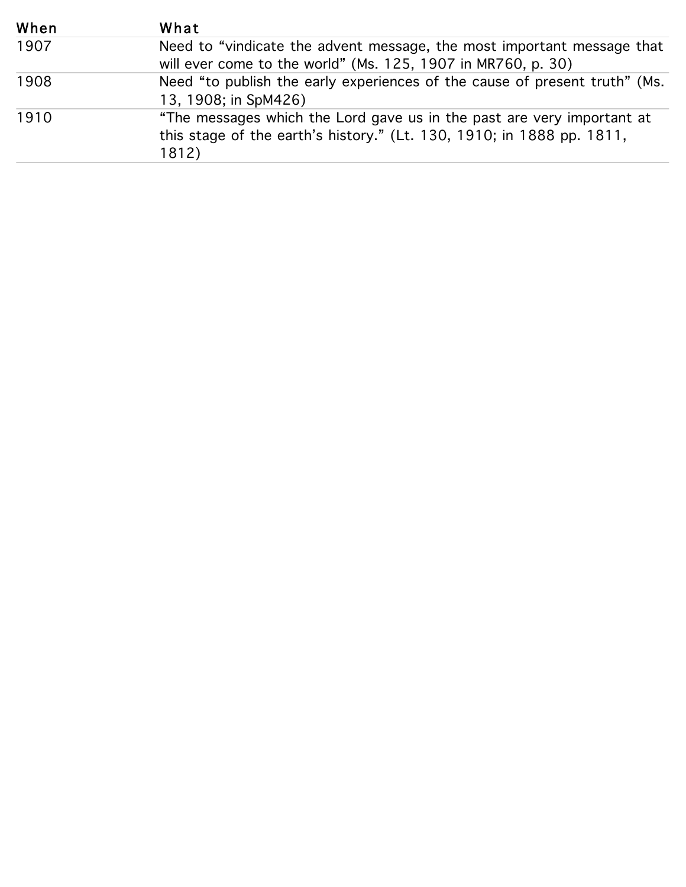| When | What |
|---|---|
| 1907 | Need to "vindicate the advent message, the most important message that will ever come to the world" (Ms. 125, 1907 in MR760, p. 30) |
| 1908 | Need "to publish the early experiences of the cause of present truth" (Ms. 13, 1908; in SpM426) |
| 1910 | "The messages which the Lord gave us in the past are very important at this stage of the earth's history." (Lt. 130, 1910; in 1888 pp. 1811, 1812) |